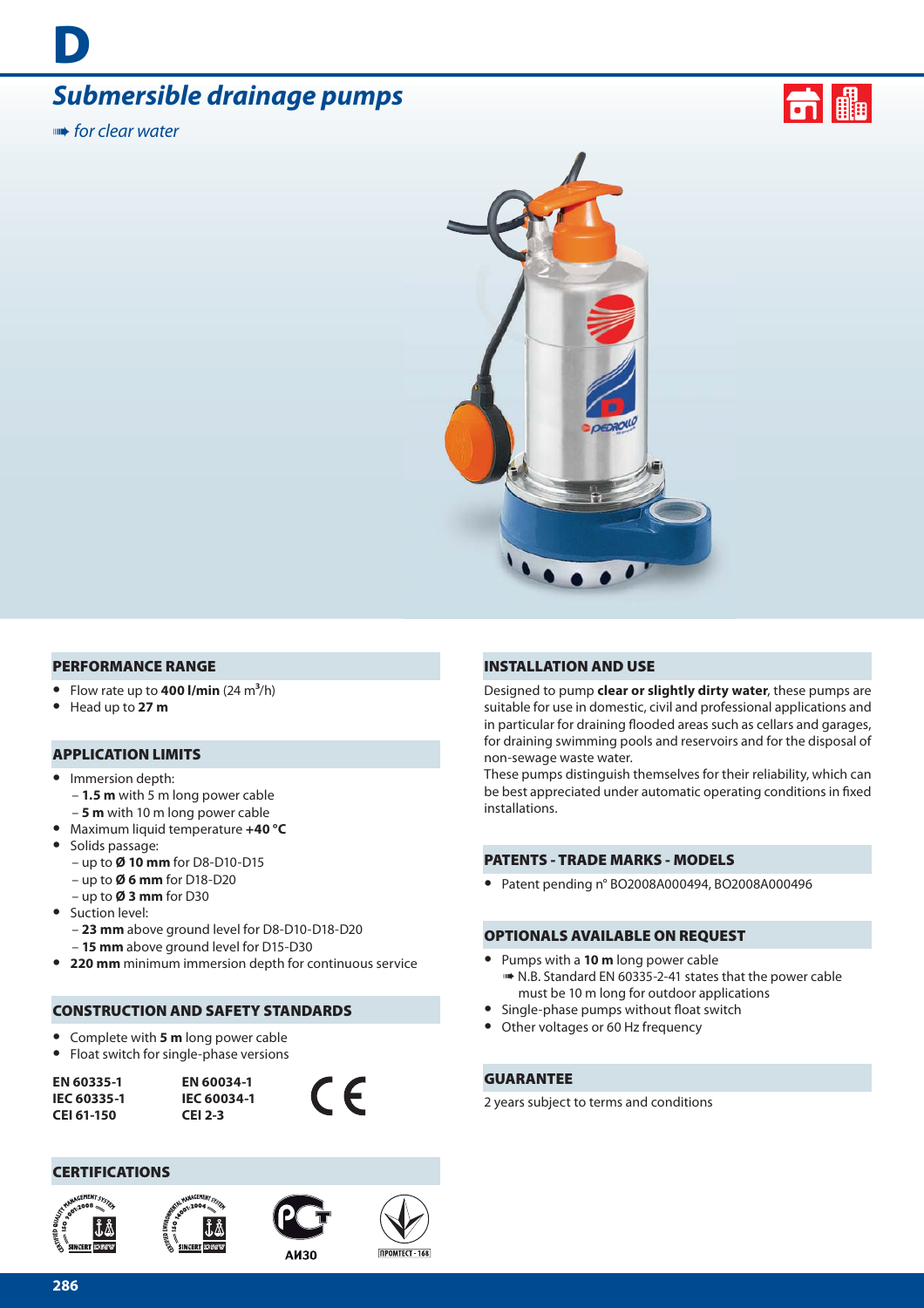# D

## *Submersible drainage pumps*

*for clear water*

### PERFORMANCE RANGE

- Flow rate up to **400 l/min** (24 $m^3$/h)
- Head up to **27 m**

### APPLICATION LIMITS

- Immersion depth:
  - **1.5 m** with 5 m long power cable
  - **5 m** with 10 m long power cable
- Maximum liquid temperature **+40 °C**
- Solids passage:
  - up to **Ø 10 mm** for D8-D10-D15
  - up to **Ø 6 mm** for D18-D20
  - up to **Ø 3 mm** for D30
- Suction level:
  - **23 mm** above ground level for D8-D10-D18-D20
  - **15 mm** above ground level for D15-D30
- **220 mm** minimum immersion depth for continuous service

### CONSTRUCTION AND SAFETY STANDARDS

- Complete with **5 m** long power cable
- Float switch for single-phase versions

**EN 60335-1**
**IEC 60335-1**
**CEI 61-150**

**EN 60034-1**
**IEC 60034-1**
**CEI 2-3**

CE

### CERTIFICATIONS

АИ30

ПРОМТЕСТ - 168

### INSTALLATION AND USE

Designed to pump **clear or slightly dirty water**, these pumps are suitable for use in domestic, civil and professional applications and in particular for draining flooded areas such as cellars and garages, for draining swimming pools and reservoirs and for the disposal of non-sewage waste water.
These pumps distinguish themselves for their reliability, which can be best appreciated under automatic operating conditions in fixed installations.

### PATENTS - TRADE MARKS - MODELS

- Patent pending n° BO2008A000494, BO2008A000496

### OPTIONALS AVAILABLE ON REQUEST

- Pumps with a **10 m** long power cable
  N.B. Standard EN 60335-2-41 states that the power cable must be 10 m long for outdoor applications
- Single-phase pumps without float switch
- Other voltages or 60 Hz frequency

### GUARANTEE

2 years subject to terms and conditions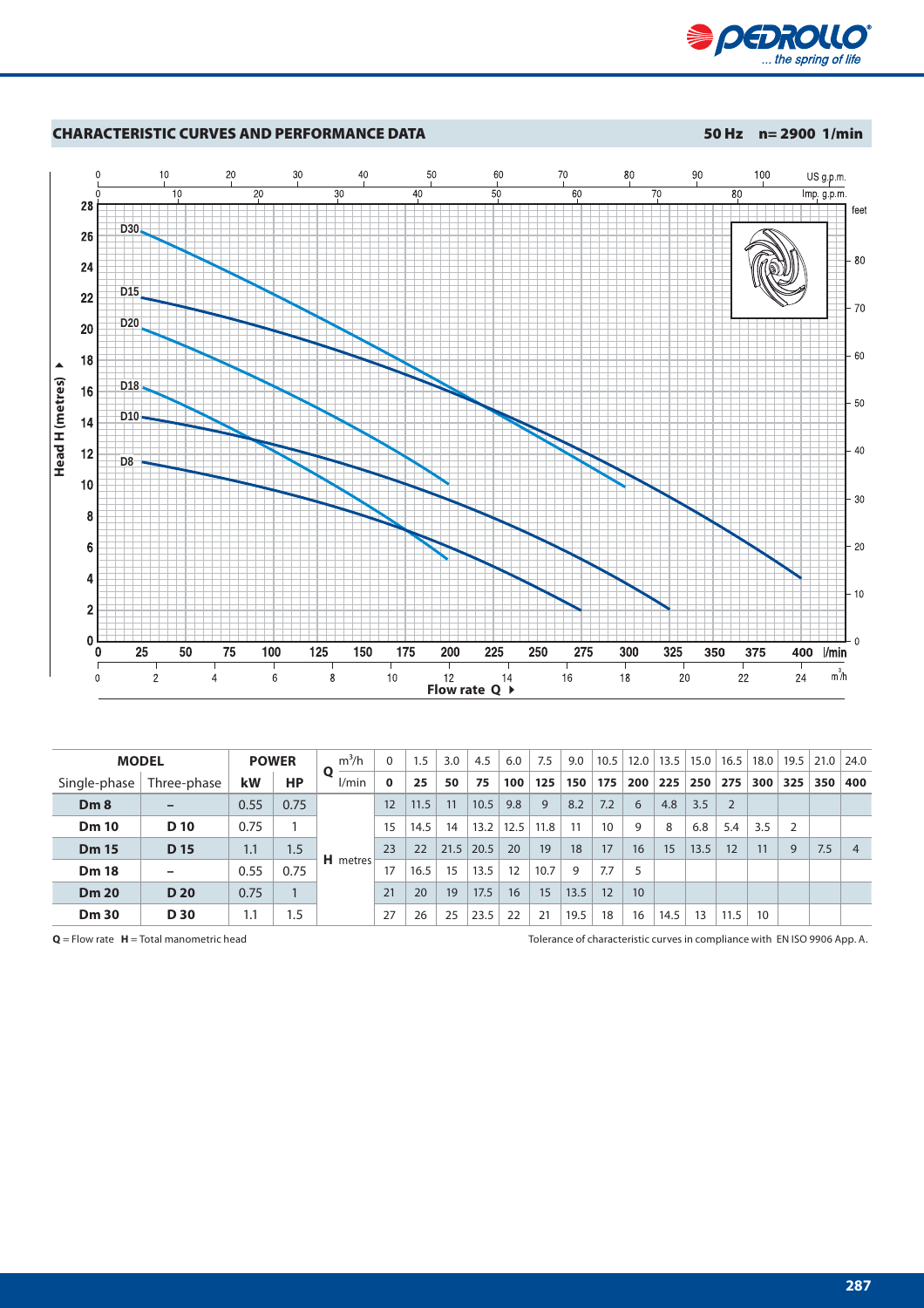## CHARACTERISTIC CURVES AND PERFORMANCE DATA

**50 Hz n= 2900 1/min**

| MODEL | | POWER | | Q | m³/h | 0 | 1.5 | 3.0 | 4.5 | 6.0 | 7.5 | 9.0 | 10.5 | 12.0 | 13.5 | 15.0 | 16.5 | 18.0 | 19.5 | 21.0 | 24.0 |
|---|---|---|---|---|---|---|---|---|---|---|---|---|---|---|---|---|---|---|---|---|---|
| Single-phase | Three-phase | kW | HP | | l/min | **0** | **25** | **50** | **75** | **100** | **125** | **150** | **175** | **200** | **225** | **250** | **275** | **300** | **325** | **350** | **400** |
| **Dm 8** | – | 0.55 | 0.75 | **H** metres | | 12 | 11.5 | 11 | 10.5 | 9.8 | 9 | 8.2 | 7.2 | 6 | 4.8 | 3.5 | 2 | | | | |
| **Dm 10** | **D 10** | 0.75 | 1 | | | 15 | 14.5 | 14 | 13.2 | 12.5 | 11.8 | 11 | 10 | 9 | 8 | 6.8 | 5.4 | 3.5 | 2 | | |
| **Dm 15** | **D 15** | 1.1 | 1.5 | | | 23 | 22 | 21.5 | 20.5 | 20 | 19 | 18 | 17 | 16 | 15 | 13.5 | 12 | 11 | 9 | 7.5 | 4 |
| **Dm 18** | – | 0.55 | 0.75 | | | 17 | 16.5 | 15 | 13.5 | 12 | 10.7 | 9 | 7.7 | 5 | | | | | | | |
| **Dm 20** | **D 20** | 0.75 | 1 | | | 21 | 20 | 19 | 17.5 | 16 | 15 | 13.5 | 12 | 10 | | | | | | | |
| **Dm 30** | **D 30** | 1.1 | 1.5 | | | 27 | 26 | 25 | 23.5 | 22 | 21 | 19.5 | 18 | 16 | 14.5 | 13 | 11.5 | 10 | | | |

**Q** = Flow rate **H** = Total manometric head

Tolerance of characteristic curves in compliance with EN ISO 9906 App. A.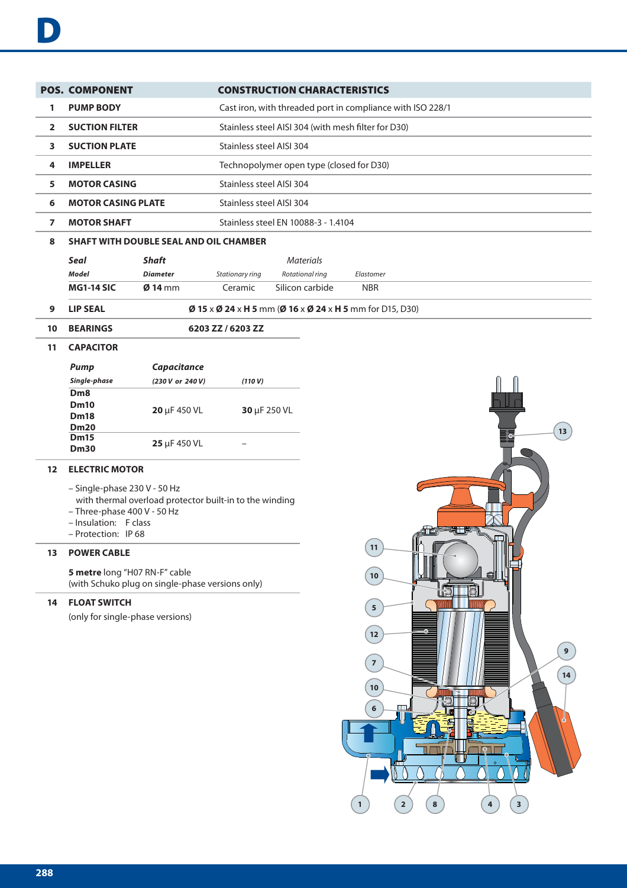# D

| POS. | COMPONENT | CONSTRUCTION CHARACTERISTICS |
|---|---|---|
| 1 | **PUMP BODY** | Cast iron, with threaded port in compliance with ISO 228/1 |
| 2 | **SUCTION FILTER** | Stainless steel AISI 304 (with mesh filter for D30) |
| 3 | **SUCTION PLATE** | Stainless steel AISI 304 |
| 4 | **IMPELLER** | Technopolymer open type (closed for D30) |
| 5 | **MOTOR CASING** | Stainless steel AISI 304 |
| 6 | **MOTOR CASING PLATE** | Stainless steel AISI 304 |
| 7 | **MOTOR SHAFT** | Stainless steel EN 10088-3 - 1.4104 |
| 8 | **SHAFT WITH DOUBLE SEAL AND OIL CHAMBER** | |

| *Seal* | *Shaft* | *Materials* | | |
|---|---|---|---|---|
| ***Model*** | ***Diameter*** | *Stationary ring* | *Rotational ring* | *Elastomer* |
| **MG1-14 SIC** | **Ø 14** mm | Ceramic | Silicon carbide | NBR |

| POS. | COMPONENT | CONSTRUCTION CHARACTERISTICS |
|---|---|---|
| 9 | **LIP SEAL** | **Ø 15** x **Ø 24** x **H 5** mm (**Ø 16** x **Ø 24** x **H 5** mm for D15, D30) |
| 10 | **BEARINGS** | **6203 ZZ / 6203 ZZ** |
| 11 | **CAPACITOR** | |

| *Pump* | *Capacitance* | |
|---|---|---|
| ***Single-phase*** | ***(230 V or 240 V)*** | ***(110 V)*** |
| **Dm8**<br>**Dm10**<br>**Dm18**<br>**Dm20** | **20** μF 450 VL | **30** μF 250 VL |
| **Dm15**<br>**Dm30** | **25** μF 450 VL | – |

**12 ELECTRIC MOTOR**

- Single-phase 230 V - 50 Hz
  with thermal overload protector built-in to the winding
- Three-phase 400 V - 50 Hz
- Insulation: F class
- Protection: IP 68

**13 POWER CABLE**

**5 metre** long "H07 RN-F" cable
(with Schuko plug on single-phase versions only)

**14 FLOAT SWITCH**

(only for single-phase versions)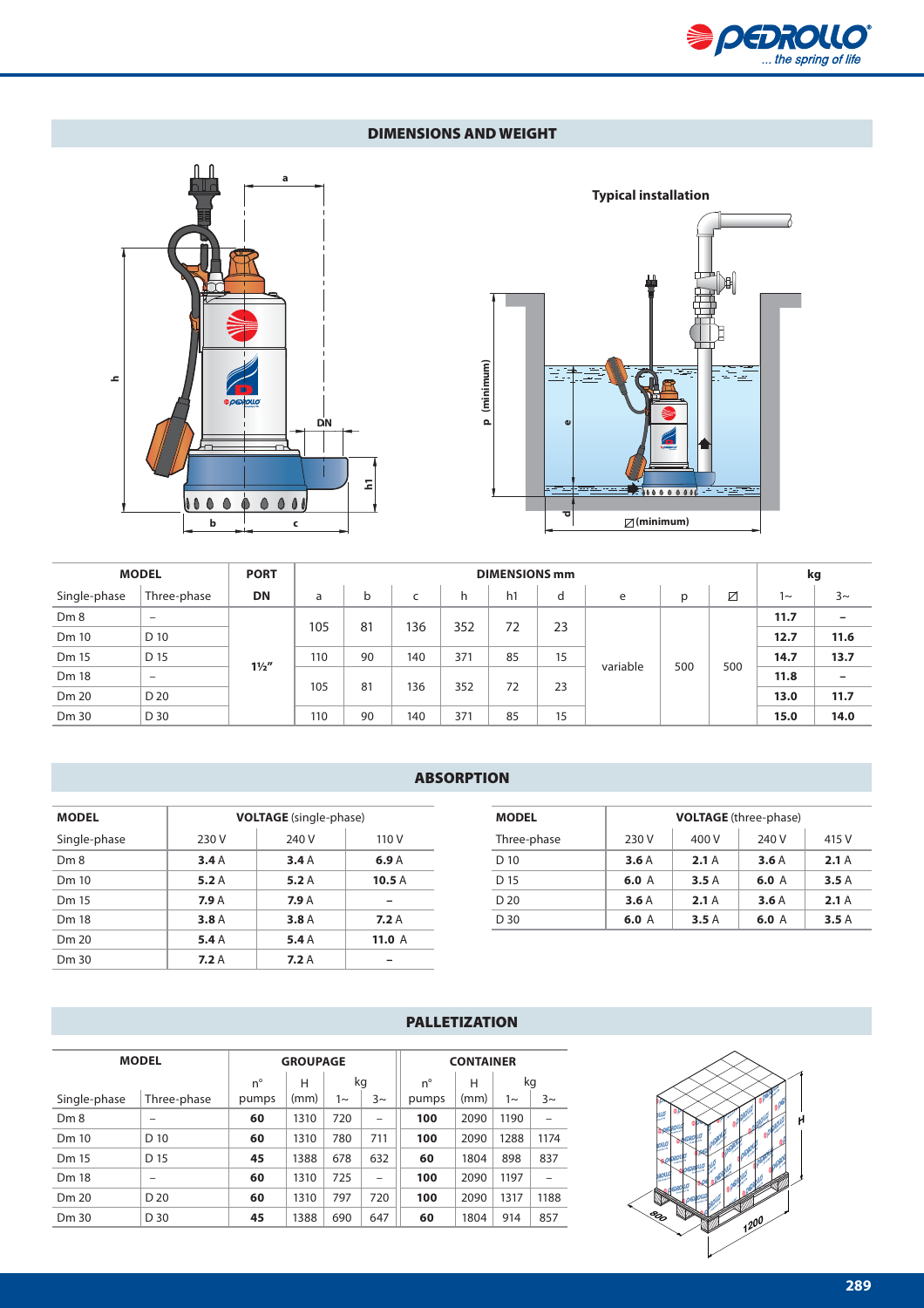## DIMENSIONS AND WEIGHT

Typical installation

| MODEL | | PORT | DIMENSIONS mm | | | | | | | | | kg | |
|---|---|---|---|---|---|---|---|---|---|---|---|---|---|
| Single-phase | Three-phase | DN | a | b | c | h | h1 | d | e | p | ◸ | 1~ | 3~ |
| Dm 8 | – | 1½" | 105 | 81 | 136 | 352 | 72 | 23 | variable | 500 | 500 | **11.7** | **–** |
| Dm 10 | D 10 | | | | | | | | | | | **12.7** | **11.6** |
| Dm 15 | D 15 | | 110 | 90 | 140 | 371 | 85 | 15 | | | | **14.7** | **13.7** |
| Dm 18 | – | | 105 | 81 | 136 | 352 | 72 | 23 | | | | **11.8** | **–** |
| Dm 20 | D 20 | | | | | | | | | | | **13.0** | **11.7** |
| Dm 30 | D 30 | | 110 | 90 | 140 | 371 | 85 | 15 | | | | **15.0** | **14.0** |

## ABSORPTION

| MODEL | VOLTAGE (single-phase) | | |
|---|---|---|---|
| Single-phase | 230 V | 240 V | 110 V |
| Dm 8 | **3.4** A | **3.4** A | **6.9** A |
| Dm 10 | **5.2** A | **5.2** A | **10.5** A |
| Dm 15 | **7.9** A | **7.9** A | **–** |
| Dm 18 | **3.8** A | **3.8** A | **7.2** A |
| Dm 20 | **5.4** A | **5.4** A | **11.0** A |
| Dm 30 | **7.2** A | **7.2** A | **–** |

| MODEL | VOLTAGE (three-phase) | | | |
|---|---|---|---|---|
| Three-phase | 230 V | 400 V | 240 V | 415 V |
| D 10 | **3.6** A | **2.1** A | **3.6** A | **2.1** A |
| D 15 | **6.0** A | **3.5** A | **6.0** A | **3.5** A |
| D 20 | **3.6** A | **2.1** A | **3.6** A | **2.1** A |
| D 30 | **6.0** A | **3.5** A | **6.0** A | **3.5** A |

## PALLETIZATION

| MODEL | | GROUPAGE | | | | CONTAINER | | | |
|---|---|---|---|---|---|---|---|---|---|
| | | n° | H | kg | | n° | H | kg | |
| Single-phase | Three-phase | pumps | (mm) | 1~ | 3~ | pumps | (mm) | 1~ | 3~ |
| Dm 8 | – | **60** | 1310 | 720 | – | **100** | 2090 | 1190 | – |
| Dm 10 | D 10 | **60** | 1310 | 780 | 711 | **100** | 2090 | 1288 | 1174 |
| Dm 15 | D 15 | **45** | 1388 | 678 | 632 | **60** | 1804 | 898 | 837 |
| Dm 18 | – | **60** | 1310 | 725 | – | **100** | 2090 | 1197 | – |
| Dm 20 | D 20 | **60** | 1310 | 797 | 720 | **100** | 2090 | 1317 | 1188 |
| Dm 30 | D 30 | **45** | 1388 | 690 | 647 | **60** | 1804 | 914 | 857 |